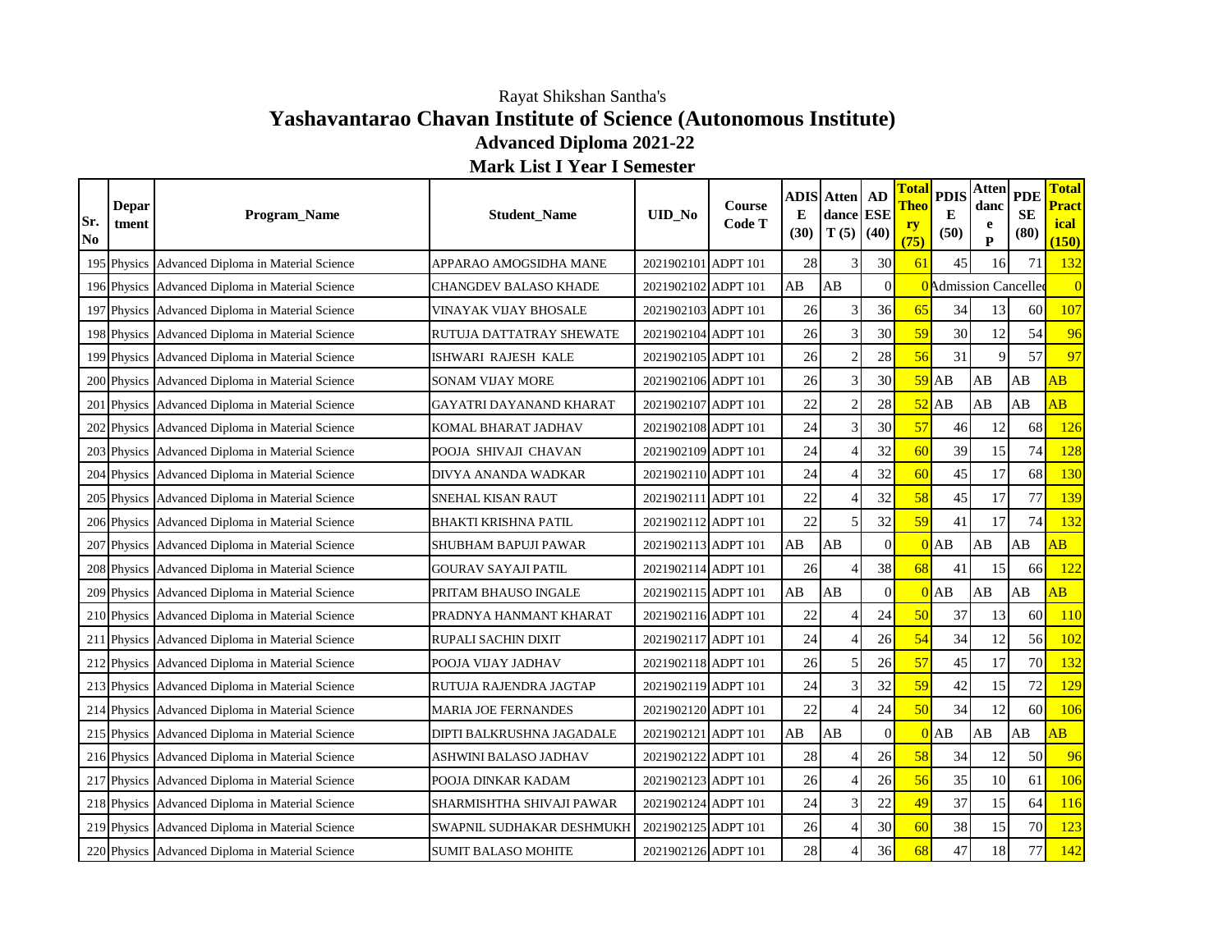Rayat Shikshan Santha's

# Yashavantarao Chavan Institute of Science (Autonomous Institute)

## Advanced Diploma 2021-22

## Mark List I Year I Semester

| Sr. No | Department | Program_Name | Student_Name | UID_No | Course Code T | ADISE (30) | Attendance T (5) | AD ESE (40) | Total Theory (75) | PDISE (50) | Attendance P | PDESE (80) | Total Practical (150) |
|---|---|---|---|---|---|---|---|---|---|---|---|---|---|
| 195 | Physics | Advanced Diploma in Material Science | APPARAO AMOGSIDHA MANE | 2021902101 | ADPT 101 | 28 | 3 | 30 | 61 | 45 | 16 | 71 | 132 |
| 196 | Physics | Advanced Diploma in Material Science | CHANGDEV BALASO KHADE | 2021902102 | ADPT 101 | AB | AB | 0 | 0 | Admission Cancelled | | | 0 |
| 197 | Physics | Advanced Diploma in Material Science | VINAYAK VIJAY BHOSALE | 2021902103 | ADPT 101 | 26 | 3 | 36 | 65 | 34 | 13 | 60 | 107 |
| 198 | Physics | Advanced Diploma in Material Science | RUTUJA DATTATRAY SHEWATE | 2021902104 | ADPT 101 | 26 | 3 | 30 | 59 | 30 | 12 | 54 | 96 |
| 199 | Physics | Advanced Diploma in Material Science | ISHWARI RAJESH KALE | 2021902105 | ADPT 101 | 26 | 2 | 28 | 56 | 31 | 9 | 57 | 97 |
| 200 | Physics | Advanced Diploma in Material Science | SONAM VIJAY MORE | 2021902106 | ADPT 101 | 26 | 3 | 30 | 59 | AB | AB | AB | AB |
| 201 | Physics | Advanced Diploma in Material Science | GAYATRI DAYANAND KHARAT | 2021902107 | ADPT 101 | 22 | 2 | 28 | 52 | AB | AB | AB | AB |
| 202 | Physics | Advanced Diploma in Material Science | KOMAL BHARAT JADHAV | 2021902108 | ADPT 101 | 24 | 3 | 30 | 57 | 46 | 12 | 68 | 126 |
| 203 | Physics | Advanced Diploma in Material Science | POOJA SHIVAJI CHAVAN | 2021902109 | ADPT 101 | 24 | 4 | 32 | 60 | 39 | 15 | 74 | 128 |
| 204 | Physics | Advanced Diploma in Material Science | DIVYA ANANDA WADKAR | 2021902110 | ADPT 101 | 24 | 4 | 32 | 60 | 45 | 17 | 68 | 130 |
| 205 | Physics | Advanced Diploma in Material Science | SNEHAL KISAN RAUT | 2021902111 | ADPT 101 | 22 | 4 | 32 | 58 | 45 | 17 | 77 | 139 |
| 206 | Physics | Advanced Diploma in Material Science | BHAKTI KRISHNA PATIL | 2021902112 | ADPT 101 | 22 | 5 | 32 | 59 | 41 | 17 | 74 | 132 |
| 207 | Physics | Advanced Diploma in Material Science | SHUBHAM BAPUJI PAWAR | 2021902113 | ADPT 101 | AB | AB | 0 | 0 | AB | AB | AB | AB |
| 208 | Physics | Advanced Diploma in Material Science | GOURAV SAYAJI PATIL | 2021902114 | ADPT 101 | 26 | 4 | 38 | 68 | 41 | 15 | 66 | 122 |
| 209 | Physics | Advanced Diploma in Material Science | PRITAM BHAUSO INGALE | 2021902115 | ADPT 101 | AB | AB | 0 | 0 | AB | AB | AB | AB |
| 210 | Physics | Advanced Diploma in Material Science | PRADNYA HANMANT KHARAT | 2021902116 | ADPT 101 | 22 | 4 | 24 | 50 | 37 | 13 | 60 | 110 |
| 211 | Physics | Advanced Diploma in Material Science | RUPALI SACHIN DIXIT | 2021902117 | ADPT 101 | 24 | 4 | 26 | 54 | 34 | 12 | 56 | 102 |
| 212 | Physics | Advanced Diploma in Material Science | POOJA VIJAY JADHAV | 2021902118 | ADPT 101 | 26 | 5 | 26 | 57 | 45 | 17 | 70 | 132 |
| 213 | Physics | Advanced Diploma in Material Science | RUTUJA RAJENDRA JAGTAP | 2021902119 | ADPT 101 | 24 | 3 | 32 | 59 | 42 | 15 | 72 | 129 |
| 214 | Physics | Advanced Diploma in Material Science | MARIA JOE FERNANDES | 2021902120 | ADPT 101 | 22 | 4 | 24 | 50 | 34 | 12 | 60 | 106 |
| 215 | Physics | Advanced Diploma in Material Science | DIPTI BALKRUSHNA JAGADALE | 2021902121 | ADPT 101 | AB | AB | 0 | 0 | AB | AB | AB | AB |
| 216 | Physics | Advanced Diploma in Material Science | ASHWINI BALASO JADHAV | 2021902122 | ADPT 101 | 28 | 4 | 26 | 58 | 34 | 12 | 50 | 96 |
| 217 | Physics | Advanced Diploma in Material Science | POOJA DINKAR KADAM | 2021902123 | ADPT 101 | 26 | 4 | 26 | 56 | 35 | 10 | 61 | 106 |
| 218 | Physics | Advanced Diploma in Material Science | SHARMISHTHA SHIVAJI PAWAR | 2021902124 | ADPT 101 | 24 | 3 | 22 | 49 | 37 | 15 | 64 | 116 |
| 219 | Physics | Advanced Diploma in Material Science | SWAPNIL SUDHAKAR DESHMUKH | 2021902125 | ADPT 101 | 26 | 4 | 30 | 60 | 38 | 15 | 70 | 123 |
| 220 | Physics | Advanced Diploma in Material Science | SUMIT BALASO MOHITE | 2021902126 | ADPT 101 | 28 | 4 | 36 | 68 | 47 | 18 | 77 | 142 |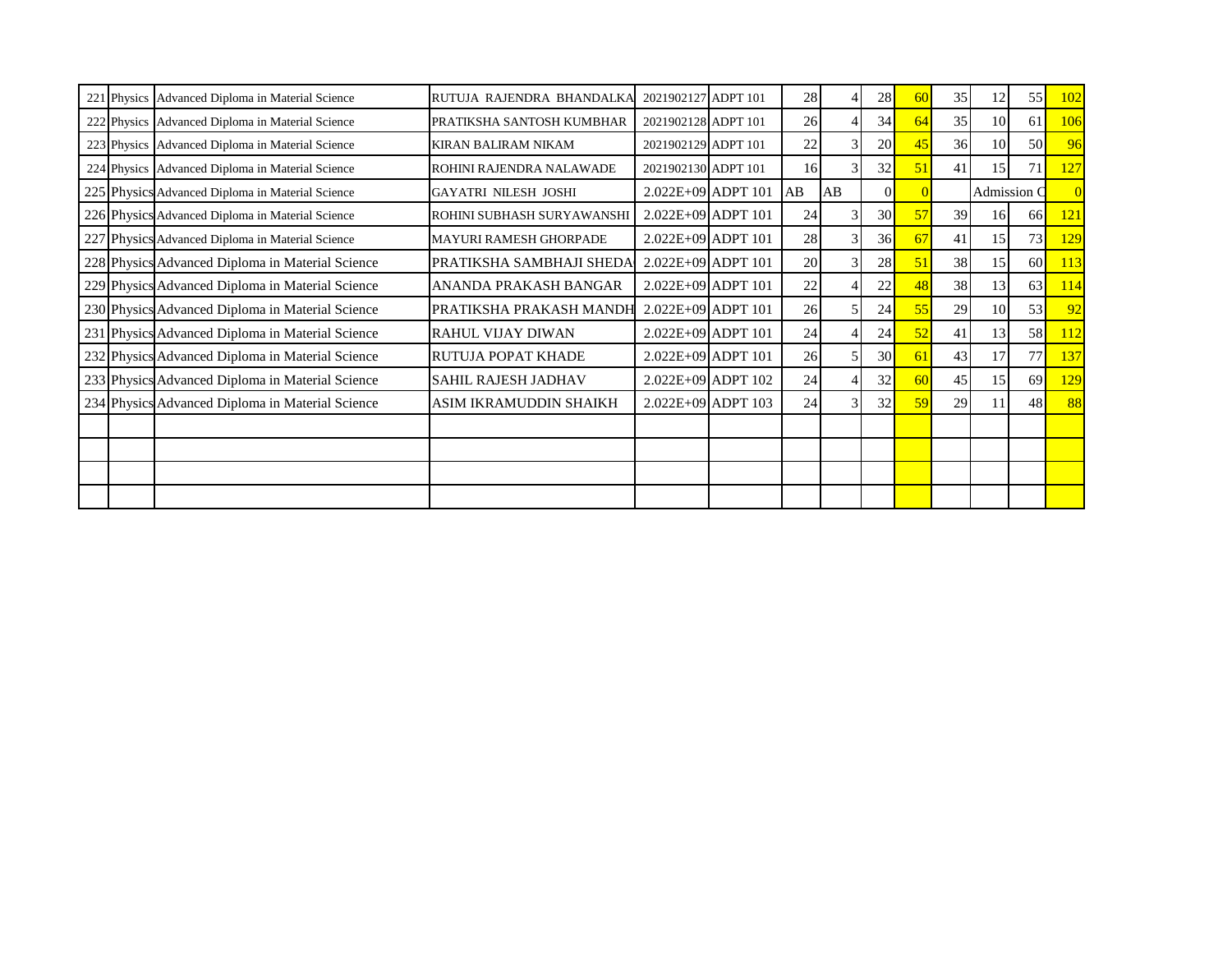| | | | | | | | | | | | | | |
|---|---|---|---|---|---|---|---|---|---|---|---|---|---|
| 221 | Physics | Advanced Diploma in Material Science | RUTUJA RAJENDRA BHANDALKA | 2021902127 | ADPT 101 | 28 | 4 | 28 | 60 | 35 | 12 | 55 | 102 |
| 222 | Physics | Advanced Diploma in Material Science | PRATIKSHA SANTOSH KUMBHAR | 2021902128 | ADPT 101 | 26 | 4 | 34 | 64 | 35 | 10 | 61 | 106 |
| 223 | Physics | Advanced Diploma in Material Science | KIRAN BALIRAM NIKAM | 2021902129 | ADPT 101 | 22 | 3 | 20 | 45 | 36 | 10 | 50 | 96 |
| 224 | Physics | Advanced Diploma in Material Science | ROHINI RAJENDRA NALAWADE | 2021902130 | ADPT 101 | 16 | 3 | 32 | 51 | 41 | 15 | 71 | 127 |
| 225 | Physics | Advanced Diploma in Material Science | GAYATRI NILESH JOSHI | 2.022E+09 | ADPT 101 | AB | AB | 0 | 0 | | Admission C | | 0 |
| 226 | Physics | Advanced Diploma in Material Science | ROHINI SUBHASH SURYAWANSHI | 2.022E+09 | ADPT 101 | 24 | 3 | 30 | 57 | 39 | 16 | 66 | 121 |
| 227 | Physics | Advanced Diploma in Material Science | MAYURI RAMESH GHORPADE | 2.022E+09 | ADPT 101 | 28 | 3 | 36 | 67 | 41 | 15 | 73 | 129 |
| 228 | Physics | Advanced Diploma in Material Science | PRATIKSHA SAMBHAJI SHEDA | 2.022E+09 | ADPT 101 | 20 | 3 | 28 | 51 | 38 | 15 | 60 | 113 |
| 229 | Physics | Advanced Diploma in Material Science | ANANDA PRAKASH BANGAR | 2.022E+09 | ADPT 101 | 22 | 4 | 22 | 48 | 38 | 13 | 63 | 114 |
| 230 | Physics | Advanced Diploma in Material Science | PRATIKSHA PRAKASH MANDH | 2.022E+09 | ADPT 101 | 26 | 5 | 24 | 55 | 29 | 10 | 53 | 92 |
| 231 | Physics | Advanced Diploma in Material Science | RAHUL VIJAY DIWAN | 2.022E+09 | ADPT 101 | 24 | 4 | 24 | 52 | 41 | 13 | 58 | 112 |
| 232 | Physics | Advanced Diploma in Material Science | RUTUJA POPAT KHADE | 2.022E+09 | ADPT 101 | 26 | 5 | 30 | 61 | 43 | 17 | 77 | 137 |
| 233 | Physics | Advanced Diploma in Material Science | SAHIL RAJESH JADHAV | 2.022E+09 | ADPT 102 | 24 | 4 | 32 | 60 | 45 | 15 | 69 | 129 |
| 234 | Physics | Advanced Diploma in Material Science | ASIM IKRAMUDDIN SHAIKH | 2.022E+09 | ADPT 103 | 24 | 3 | 32 | 59 | 29 | 11 | 48 | 88 |